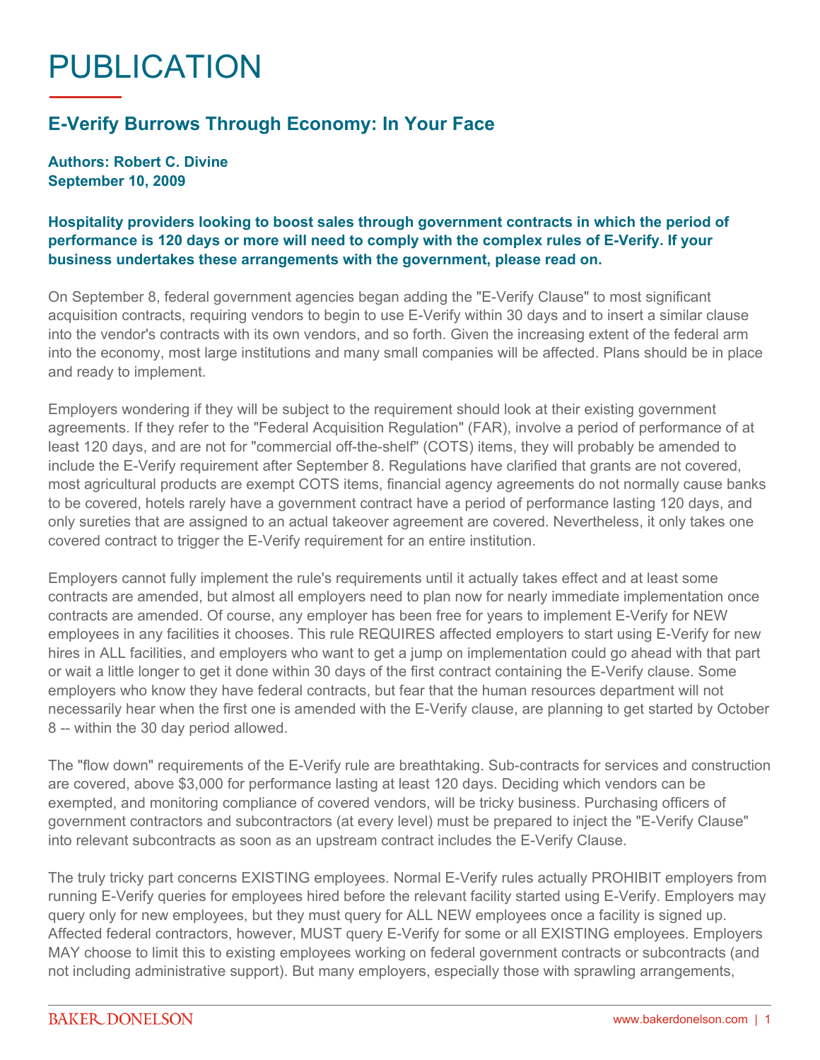# PUBLICATION

## E-Verify Burrows Through Economy: In Your Face

**Authors: Robert C. Divine**
**September 10, 2009**

**Hospitality providers looking to boost sales through government contracts in which the period of performance is 120 days or more will need to comply with the complex rules of E-Verify. If your business undertakes these arrangements with the government, please read on.**

On September 8, federal government agencies began adding the "E-Verify Clause" to most significant acquisition contracts, requiring vendors to begin to use E-Verify within 30 days and to insert a similar clause into the vendor's contracts with its own vendors, and so forth. Given the increasing extent of the federal arm into the economy, most large institutions and many small companies will be affected. Plans should be in place and ready to implement.

Employers wondering if they will be subject to the requirement should look at their existing government agreements. If they refer to the "Federal Acquisition Regulation" (FAR), involve a period of performance of at least 120 days, and are not for "commercial off-the-shelf" (COTS) items, they will probably be amended to include the E-Verify requirement after September 8. Regulations have clarified that grants are not covered, most agricultural products are exempt COTS items, financial agency agreements do not normally cause banks to be covered, hotels rarely have a government contract have a period of performance lasting 120 days, and only sureties that are assigned to an actual takeover agreement are covered. Nevertheless, it only takes one covered contract to trigger the E-Verify requirement for an entire institution.

Employers cannot fully implement the rule's requirements until it actually takes effect and at least some contracts are amended, but almost all employers need to plan now for nearly immediate implementation once contracts are amended. Of course, any employer has been free for years to implement E-Verify for NEW employees in any facilities it chooses. This rule REQUIRES affected employers to start using E-Verify for new hires in ALL facilities, and employers who want to get a jump on implementation could go ahead with that part or wait a little longer to get it done within 30 days of the first contract containing the E-Verify clause. Some employers who know they have federal contracts, but fear that the human resources department will not necessarily hear when the first one is amended with the E-Verify clause, are planning to get started by October 8 -- within the 30 day period allowed.

The "flow down" requirements of the E-Verify rule are breathtaking. Sub-contracts for services and construction are covered, above $3,000 for performance lasting at least 120 days. Deciding which vendors can be exempted, and monitoring compliance of covered vendors, will be tricky business. Purchasing officers of government contractors and subcontractors (at every level) must be prepared to inject the "E-Verify Clause" into relevant subcontracts as soon as an upstream contract includes the E-Verify Clause.

The truly tricky part concerns EXISTING employees. Normal E-Verify rules actually PROHIBIT employers from running E-Verify queries for employees hired before the relevant facility started using E-Verify. Employers may query only for new employees, but they must query for ALL NEW employees once a facility is signed up. Affected federal contractors, however, MUST query E-Verify for some or all EXISTING employees. Employers MAY choose to limit this to existing employees working on federal government contracts or subcontracts (and not including administrative support). But many employers, especially those with sprawling arrangements,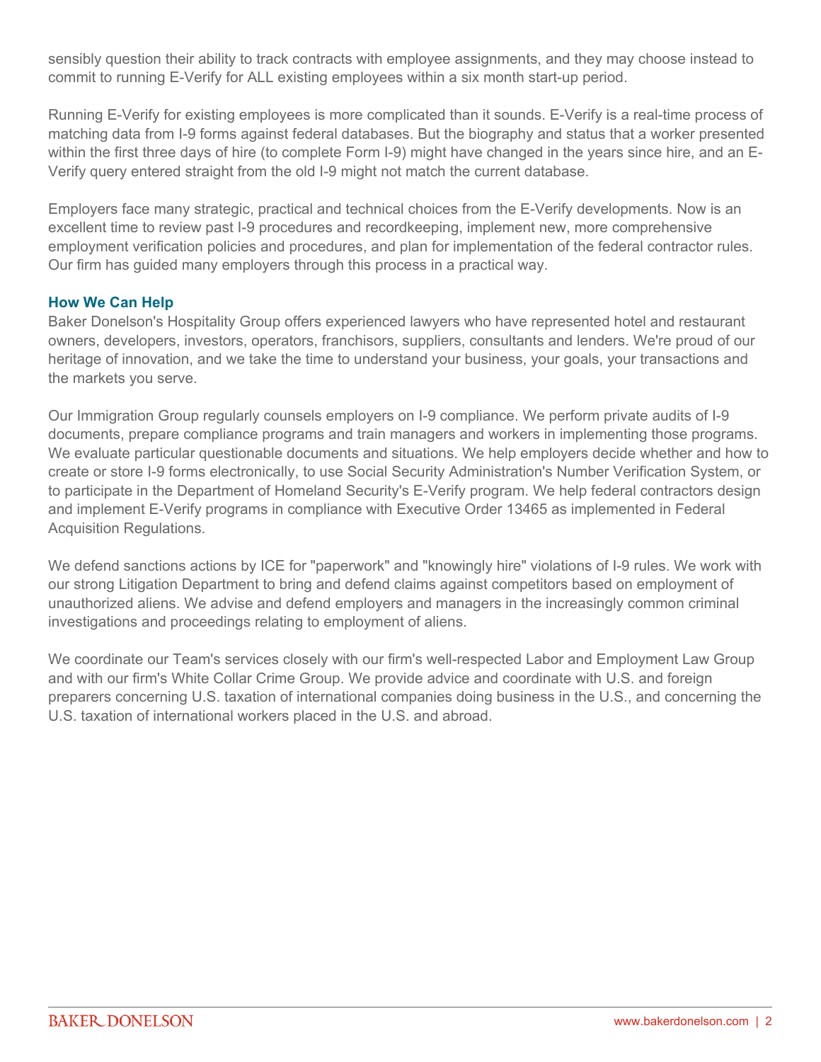sensibly question their ability to track contracts with employee assignments, and they may choose instead to commit to running E-Verify for ALL existing employees within a six month start-up period.

Running E-Verify for existing employees is more complicated than it sounds. E-Verify is a real-time process of matching data from I-9 forms against federal databases. But the biography and status that a worker presented within the first three days of hire (to complete Form I-9) might have changed in the years since hire, and an E-Verify query entered straight from the old I-9 might not match the current database.

Employers face many strategic, practical and technical choices from the E-Verify developments. Now is an excellent time to review past I-9 procedures and recordkeeping, implement new, more comprehensive employment verification policies and procedures, and plan for implementation of the federal contractor rules. Our firm has guided many employers through this process in a practical way.

### How We Can Help

Baker Donelson's Hospitality Group offers experienced lawyers who have represented hotel and restaurant owners, developers, investors, operators, franchisors, suppliers, consultants and lenders. We're proud of our heritage of innovation, and we take the time to understand your business, your goals, your transactions and the markets you serve.

Our Immigration Group regularly counsels employers on I-9 compliance. We perform private audits of I-9 documents, prepare compliance programs and train managers and workers in implementing those programs. We evaluate particular questionable documents and situations. We help employers decide whether and how to create or store I-9 forms electronically, to use Social Security Administration's Number Verification System, or to participate in the Department of Homeland Security's E-Verify program. We help federal contractors design and implement E-Verify programs in compliance with Executive Order 13465 as implemented in Federal Acquisition Regulations.

We defend sanctions actions by ICE for "paperwork" and "knowingly hire" violations of I-9 rules. We work with our strong Litigation Department to bring and defend claims against competitors based on employment of unauthorized aliens. We advise and defend employers and managers in the increasingly common criminal investigations and proceedings relating to employment of aliens.

We coordinate our Team's services closely with our firm's well-respected Labor and Employment Law Group and with our firm's White Collar Crime Group. We provide advice and coordinate with U.S. and foreign preparers concerning U.S. taxation of international companies doing business in the U.S., and concerning the U.S. taxation of international workers placed in the U.S. and abroad.